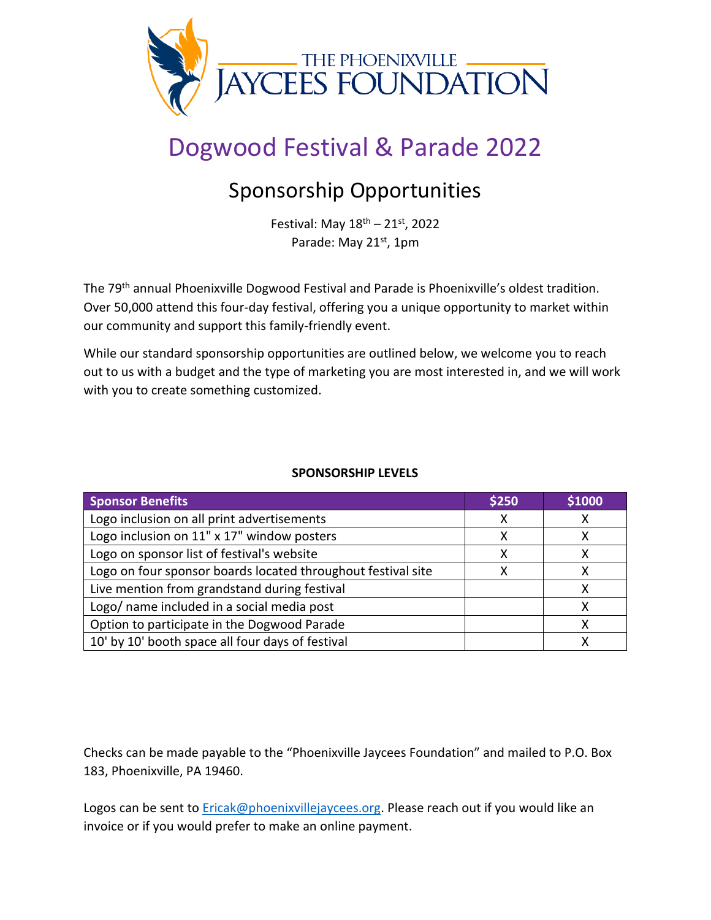THE PHOENIXVILLE
JAYCEES FOUNDATION

# Dogwood Festival & Parade 2022

## Sponsorship Opportunities

Festival: May 18th – 21st, 2022
Parade: May 21st, 1pm

The 79th annual Phoenixville Dogwood Festival and Parade is Phoenixville's oldest tradition. Over 50,000 attend this four-day festival, offering you a unique opportunity to market within our community and support this family-friendly event.

While our standard sponsorship opportunities are outlined below, we welcome you to reach out to us with a budget and the type of marketing you are most interested in, and we will work with you to create something customized.

**SPONSORSHIP LEVELS**

| Sponsor Benefits | $250 | $1000 |
|---|---|---|
| Logo inclusion on all print advertisements | X | X |
| Logo inclusion on 11" x 17" window posters | X | X |
| Logo on sponsor list of festival's website | X | X |
| Logo on four sponsor boards located throughout festival site | X | X |
| Live mention from grandstand during festival | | X |
| Logo/ name included in a social media post | | X |
| Option to participate in the Dogwood Parade | | X |
| 10' by 10' booth space all four days of festival | | X |

Checks can be made payable to the "Phoenixville Jaycees Foundation" and mailed to P.O. Box 183, Phoenixville, PA 19460.

Logos can be sent to Ericak@phoenixvillejaycees.org. Please reach out if you would like an invoice or if you would prefer to make an online payment.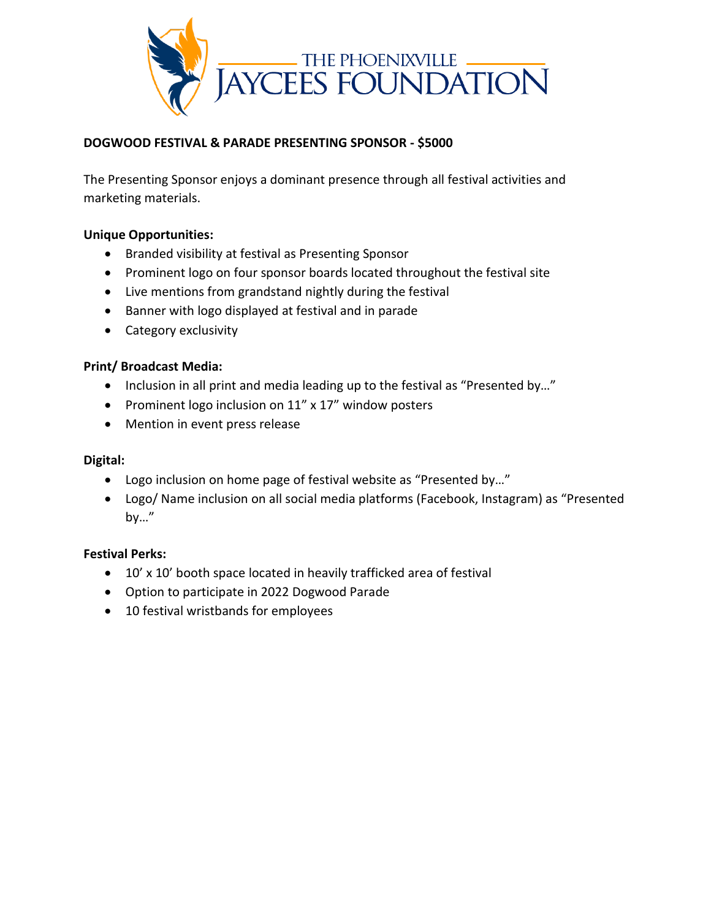THE PHOENIXVILLE JAYCEES FOUNDATION

**DOGWOOD FESTIVAL & PARADE PRESENTING SPONSOR - $5000**

The Presenting Sponsor enjoys a dominant presence through all festival activities and marketing materials.

**Unique Opportunities:**

- Branded visibility at festival as Presenting Sponsor
- Prominent logo on four sponsor boards located throughout the festival site
- Live mentions from grandstand nightly during the festival
- Banner with logo displayed at festival and in parade
- Category exclusivity

**Print/ Broadcast Media:**

- Inclusion in all print and media leading up to the festival as "Presented by…"
- Prominent logo inclusion on 11" x 17" window posters
- Mention in event press release

**Digital:**

- Logo inclusion on home page of festival website as "Presented by…"
- Logo/ Name inclusion on all social media platforms (Facebook, Instagram) as "Presented by…"

**Festival Perks:**

- 10' x 10' booth space located in heavily trafficked area of festival
- Option to participate in 2022 Dogwood Parade
- 10 festival wristbands for employees